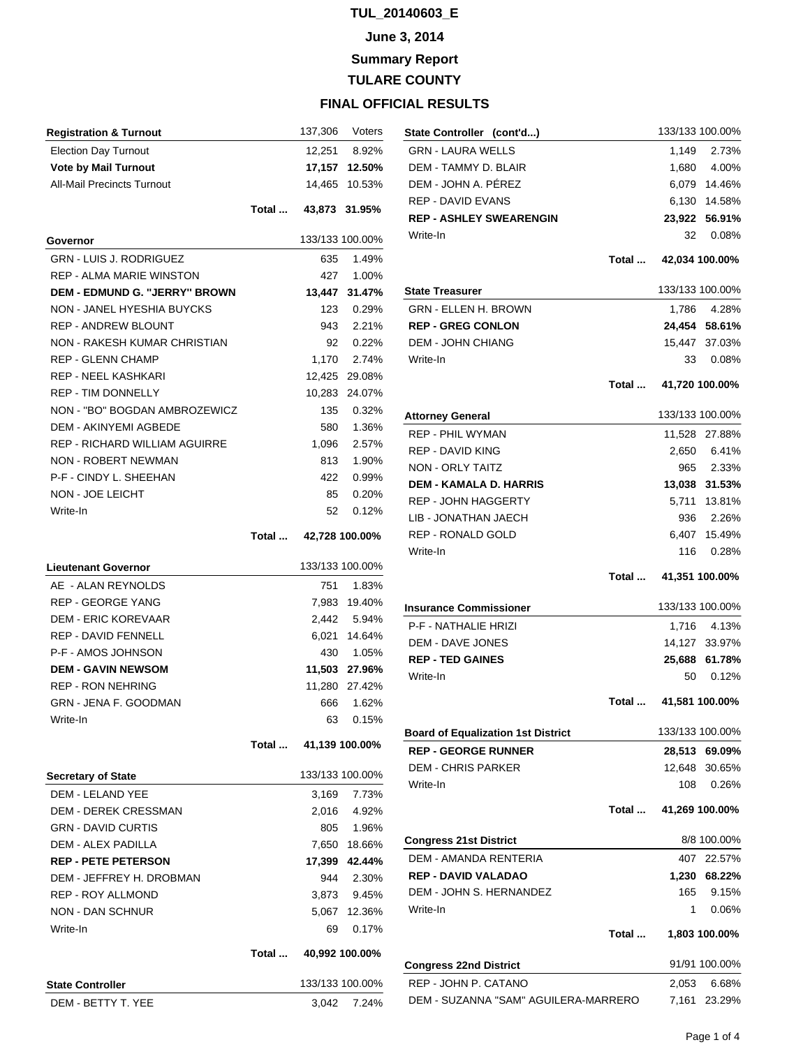# TUL_20140603_E

## June 3, 2014

## Summary Report

## TULARE COUNTY

## FINAL OFFICIAL RESULTS

| Registration & Turnout | 137,306 | Voters |
|---|---|---|
| Election Day Turnout | 12,251 | 8.92% |
| **Vote by Mail Turnout** | **17,157** | **12.50%** |
| All-Mail Precincts Turnout | 14,465 | 10.53% |
| Total ... | 43,873 | 31.95% |

| Governor | 133/133 | 100.00% |
|---|---|---|
| GRN - LUIS J. RODRIGUEZ | 635 | 1.49% |
| REP - ALMA MARIE WINSTON | 427 | 1.00% |
| **DEM - EDMUND G. "JERRY" BROWN** | **13,447** | **31.47%** |
| NON - JANEL HYESHIA BUYCKS | 123 | 0.29% |
| REP - ANDREW BLOUNT | 943 | 2.21% |
| NON - RAKESH KUMAR CHRISTIAN | 92 | 0.22% |
| REP - GLENN CHAMP | 1,170 | 2.74% |
| REP - NEEL KASHKARI | 12,425 | 29.08% |
| REP - TIM DONNELLY | 10,283 | 24.07% |
| NON - "BO" BOGDAN AMBROZEWICZ | 135 | 0.32% |
| DEM - AKINYEMI AGBEDE | 580 | 1.36% |
| REP - RICHARD WILLIAM AGUIRRE | 1,096 | 2.57% |
| NON - ROBERT NEWMAN | 813 | 1.90% |
| P-F - CINDY L. SHEEHAN | 422 | 0.99% |
| NON - JOE LEICHT | 85 | 0.20% |
| Write-In | 52 | 0.12% |
| Total ... | 42,728 | 100.00% |

| Lieutenant Governor | 133/133 | 100.00% |
|---|---|---|
| AE - ALAN REYNOLDS | 751 | 1.83% |
| REP - GEORGE YANG | 7,983 | 19.40% |
| DEM - ERIC KOREVAAR | 2,442 | 5.94% |
| REP - DAVID FENNELL | 6,021 | 14.64% |
| P-F - AMOS JOHNSON | 430 | 1.05% |
| **DEM - GAVIN NEWSOM** | **11,503** | **27.96%** |
| REP - RON NEHRING | 11,280 | 27.42% |
| GRN - JENA F. GOODMAN | 666 | 1.62% |
| Write-In | 63 | 0.15% |
| Total ... | 41,139 | 100.00% |

| Secretary of State | 133/133 | 100.00% |
|---|---|---|
| DEM - LELAND YEE | 3,169 | 7.73% |
| DEM - DEREK CRESSMAN | 2,016 | 4.92% |
| GRN - DAVID CURTIS | 805 | 1.96% |
| DEM - ALEX PADILLA | 7,650 | 18.66% |
| **REP - PETE PETERSON** | **17,399** | **42.44%** |
| DEM - JEFFREY H. DROBMAN | 944 | 2.30% |
| REP - ROY ALLMOND | 3,873 | 9.45% |
| NON - DAN SCHNUR | 5,067 | 12.36% |
| Write-In | 69 | 0.17% |
| Total ... | 40,992 | 100.00% |

| State Controller | 133/133 | 100.00% |
|---|---|---|
| DEM - BETTY T. YEE | 3,042 | 7.24% |
| GRN - LAURA WELLS | 1,149 | 2.73% |
| DEM - TAMMY D. BLAIR | 1,680 | 4.00% |
| DEM - JOHN A. PÉREZ | 6,079 | 14.46% |
| REP - DAVID EVANS | 6,130 | 14.58% |
| **REP - ASHLEY SWEARENGIN** | **23,922** | **56.91%** |
| Write-In | 32 | 0.08% |
| Total ... | 42,034 | 100.00% |

| State Treasurer | 133/133 | 100.00% |
|---|---|---|
| GRN - ELLEN H. BROWN | 1,786 | 4.28% |
| **REP - GREG CONLON** | **24,454** | **58.61%** |
| DEM - JOHN CHIANG | 15,447 | 37.03% |
| Write-In | 33 | 0.08% |
| Total ... | 41,720 | 100.00% |

| Attorney General | 133/133 | 100.00% |
|---|---|---|
| REP - PHIL WYMAN | 11,528 | 27.88% |
| REP - DAVID KING | 2,650 | 6.41% |
| NON - ORLY TAITZ | 965 | 2.33% |
| **DEM - KAMALA D. HARRIS** | **13,038** | **31.53%** |
| REP - JOHN HAGGERTY | 5,711 | 13.81% |
| LIB - JONATHAN JAECH | 936 | 2.26% |
| REP - RONALD GOLD | 6,407 | 15.49% |
| Write-In | 116 | 0.28% |
| Total ... | 41,351 | 100.00% |

| Insurance Commissioner | 133/133 | 100.00% |
|---|---|---|
| P-F - NATHALIE HRIZI | 1,716 | 4.13% |
| DEM - DAVE JONES | 14,127 | 33.97% |
| **REP - TED GAINES** | **25,688** | **61.78%** |
| Write-In | 50 | 0.12% |
| Total ... | 41,581 | 100.00% |

| Board of Equalization 1st District | 133/133 | 100.00% |
|---|---|---|
| **REP - GEORGE RUNNER** | **28,513** | **69.09%** |
| DEM - CHRIS PARKER | 12,648 | 30.65% |
| Write-In | 108 | 0.26% |
| Total ... | 41,269 | 100.00% |

| Congress 21st District | 8/8 | 100.00% |
|---|---|---|
| DEM - AMANDA RENTERIA | 407 | 22.57% |
| **REP - DAVID VALADAO** | **1,230** | **68.22%** |
| DEM - JOHN S. HERNANDEZ | 165 | 9.15% |
| Write-In | 1 | 0.06% |
| Total ... | 1,803 | 100.00% |

| Congress 22nd District | 91/91 | 100.00% |
|---|---|---|
| REP - JOHN P. CATANO | 2,053 | 6.68% |
| DEM - SUZANNA "SAM" AGUILERA-MARRERO | 7,161 | 23.29% |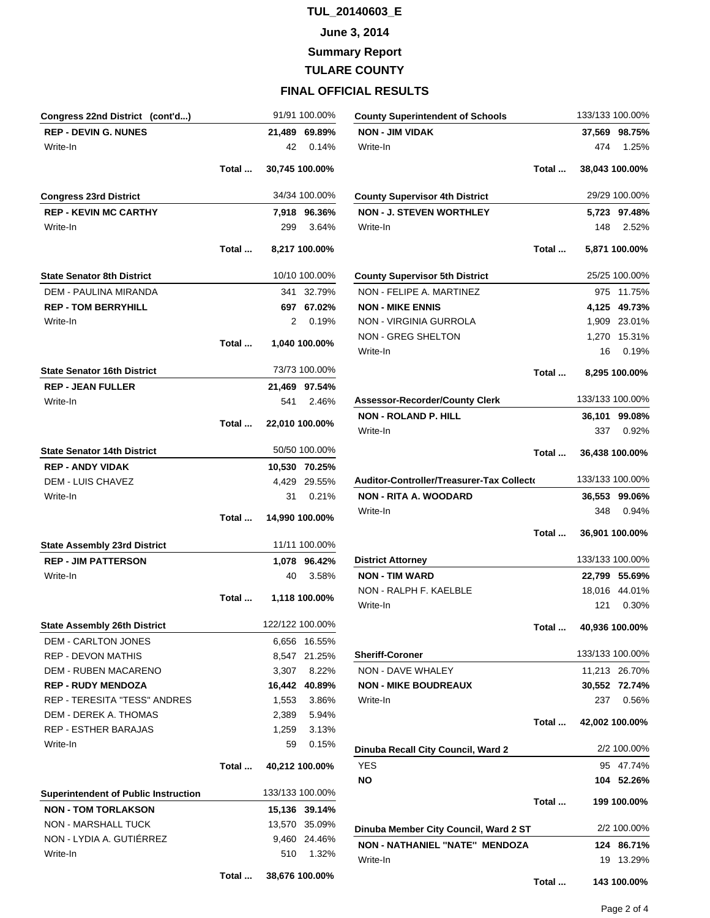# TUL_20140603_E

## June 3, 2014

## Summary Report

## TULARE COUNTY

## FINAL OFFICIAL RESULTS

| Congress 22nd District (cont'd...) | | 91/91 | 100.00% |
|---|---|---|---|
| **REP - DEVIN G. NUNES** | | **21,489** | **69.89%** |
| Write-In | | 42 | 0.14% |
| | Total ... | 30,745 | 100.00% |

| Congress 23rd District | | 34/34 | 100.00% |
|---|---|---|---|
| **REP - KEVIN MC CARTHY** | | **7,918** | **96.36%** |
| Write-In | | 299 | 3.64% |
| | Total ... | 8,217 | 100.00% |

| State Senator 8th District | | 10/10 | 100.00% |
|---|---|---|---|
| DEM - PAULINA MIRANDA | | 341 | 32.79% |
| **REP - TOM BERRYHILL** | | **697** | **67.02%** |
| Write-In | | 2 | 0.19% |
| | Total ... | 1,040 | 100.00% |

| State Senator 16th District | | 73/73 | 100.00% |
|---|---|---|---|
| **REP - JEAN FULLER** | | **21,469** | **97.54%** |
| Write-In | | 541 | 2.46% |
| | Total ... | 22,010 | 100.00% |

| State Senator 14th District | | 50/50 | 100.00% |
|---|---|---|---|
| **REP - ANDY VIDAK** | | **10,530** | **70.25%** |
| DEM - LUIS CHAVEZ | | 4,429 | 29.55% |
| Write-In | | 31 | 0.21% |
| | Total ... | 14,990 | 100.00% |

| State Assembly 23rd District | | 11/11 | 100.00% |
|---|---|---|---|
| **REP - JIM PATTERSON** | | **1,078** | **96.42%** |
| Write-In | | 40 | 3.58% |
| | Total ... | 1,118 | 100.00% |

| State Assembly 26th District | | 122/122 | 100.00% |
|---|---|---|---|
| DEM - CARLTON JONES | | 6,656 | 16.55% |
| REP - DEVON MATHIS | | 8,547 | 21.25% |
| DEM - RUBEN MACARENO | | 3,307 | 8.22% |
| **REP - RUDY MENDOZA** | | **16,442** | **40.89%** |
| REP - TERESITA "TESS" ANDRES | | 1,553 | 3.86% |
| DEM - DEREK A. THOMAS | | 2,389 | 5.94% |
| REP - ESTHER BARAJAS | | 1,259 | 3.13% |
| Write-In | | 59 | 0.15% |
| | Total ... | 40,212 | 100.00% |

| Superintendent of Public Instruction | | 133/133 | 100.00% |
|---|---|---|---|
| **NON - TOM TORLAKSON** | | **15,136** | **39.14%** |
| NON - MARSHALL TUCK | | 13,570 | 35.09% |
| NON - LYDIA A. GUTIÉRREZ | | 9,460 | 24.46% |
| Write-In | | 510 | 1.32% |
| | Total ... | 38,676 | 100.00% |

| County Superintendent of Schools | | 133/133 | 100.00% |
|---|---|---|---|
| **NON - JIM VIDAK** | | **37,569** | **98.75%** |
| Write-In | | 474 | 1.25% |
| | Total ... | 38,043 | 100.00% |

| County Supervisor 4th District | | 29/29 | 100.00% |
|---|---|---|---|
| **NON - J. STEVEN WORTHLEY** | | **5,723** | **97.48%** |
| Write-In | | 148 | 2.52% |
| | Total ... | 5,871 | 100.00% |

| County Supervisor 5th District | | 25/25 | 100.00% |
|---|---|---|---|
| NON - FELIPE A. MARTINEZ | | 975 | 11.75% |
| **NON - MIKE ENNIS** | | **4,125** | **49.73%** |
| NON - VIRGINIA GURROLA | | 1,909 | 23.01% |
| NON - GREG SHELTON | | 1,270 | 15.31% |
| Write-In | | 16 | 0.19% |
| | Total ... | 8,295 | 100.00% |

| Assessor-Recorder/County Clerk | | 133/133 | 100.00% |
|---|---|---|---|
| **NON - ROLAND P. HILL** | | **36,101** | **99.08%** |
| Write-In | | 337 | 0.92% |
| | Total ... | 36,438 | 100.00% |

| Auditor-Controller/Treasurer-Tax Collecto | | 133/133 | 100.00% |
|---|---|---|---|
| **NON - RITA A. WOODARD** | | **36,553** | **99.06%** |
| Write-In | | 348 | 0.94% |
| | Total ... | 36,901 | 100.00% |

| District Attorney | | 133/133 | 100.00% |
|---|---|---|---|
| **NON - TIM WARD** | | **22,799** | **55.69%** |
| NON - RALPH F. KAELBLE | | 18,016 | 44.01% |
| Write-In | | 121 | 0.30% |
| | Total ... | 40,936 | 100.00% |

| Sheriff-Coroner | | 133/133 | 100.00% |
|---|---|---|---|
| NON - DAVE WHALEY | | 11,213 | 26.70% |
| **NON - MIKE BOUDREAUX** | | **30,552** | **72.74%** |
| Write-In | | 237 | 0.56% |
| | Total ... | 42,002 | 100.00% |

| Dinuba Recall City Council, Ward 2 | | 2/2 | 100.00% |
|---|---|---|---|
| YES | | 95 | 47.74% |
| **NO** | | **104** | **52.26%** |
| | Total ... | 199 | 100.00% |

| Dinuba Member City Council, Ward 2 ST | | 2/2 | 100.00% |
|---|---|---|---|
| **NON - NATHANIEL "NATE" MENDOZA** | | **124** | **86.71%** |
| Write-In | | 19 | 13.29% |
| | Total ... | 143 | 100.00% |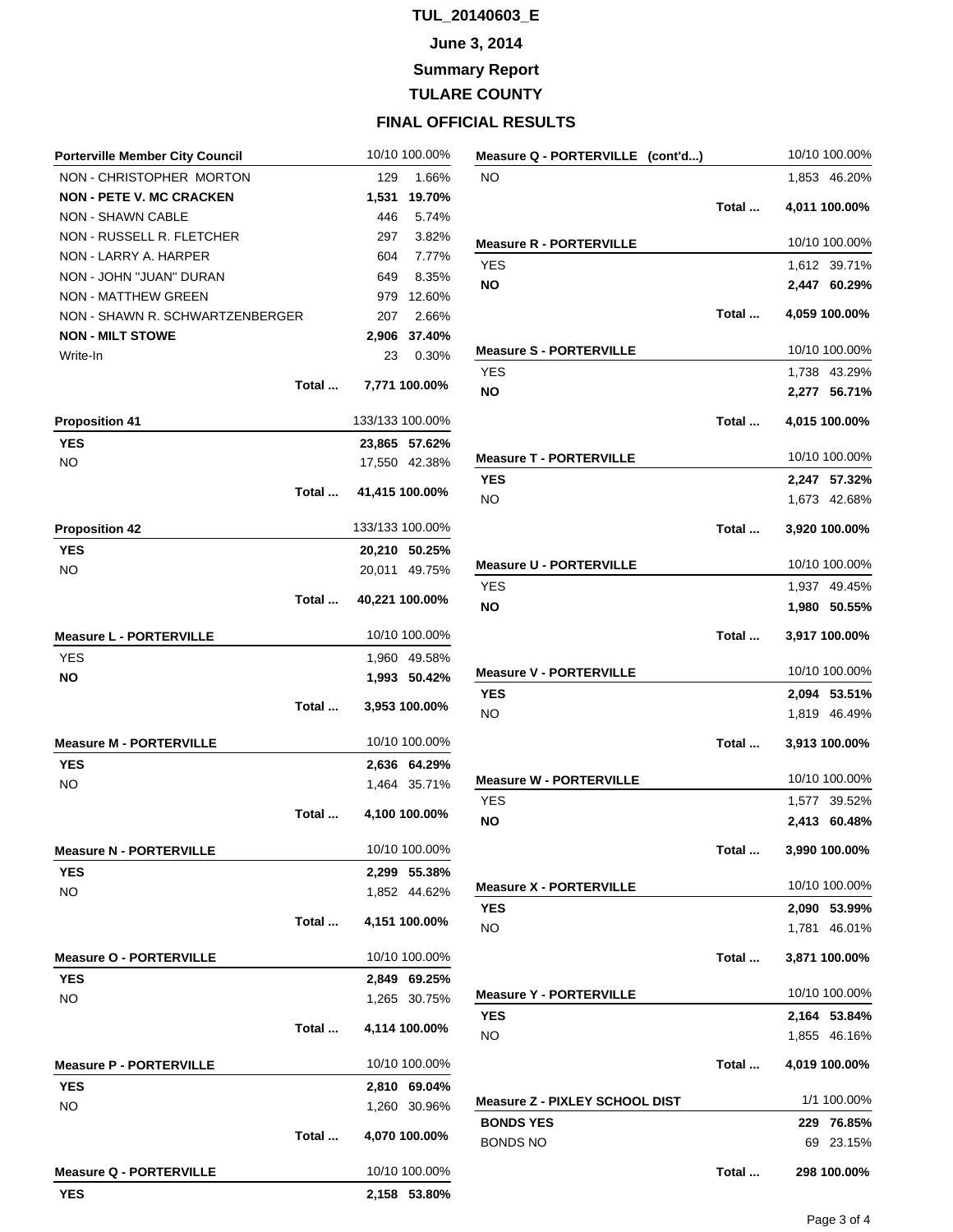# TUL_20140603_E

## June 3, 2014

## Summary Report

## TULARE COUNTY

## FINAL OFFICIAL RESULTS

### Porterville Member City Council

| Porterville Member City Council | 10/10 | 100.00% |
|---|---|---|
| NON - CHRISTOPHER MORTON | 129 | 1.66% |
| **NON - PETE V. MC CRACKEN** | **1,531** | **19.70%** |
| NON - SHAWN CABLE | 446 | 5.74% |
| NON - RUSSELL R. FLETCHER | 297 | 3.82% |
| NON - LARRY A. HARPER | 604 | 7.77% |
| NON - JOHN "JUAN" DURAN | 649 | 8.35% |
| NON - MATTHEW GREEN | 979 | 12.60% |
| NON - SHAWN R. SCHWARTZENBERGER | 207 | 2.66% |
| **NON - MILT STOWE** | **2,906** | **37.40%** |
| Write-In | 23 | 0.30% |
| **Total ...** | **7,771** | **100.00%** |

### Proposition 41

| Proposition 41 | 133/133 | 100.00% |
|---|---|---|
| **YES** | **23,865** | **57.62%** |
| NO | 17,550 | 42.38% |
| **Total ...** | **41,415** | **100.00%** |

### Proposition 42

| Proposition 42 | 133/133 | 100.00% |
|---|---|---|
| **YES** | **20,210** | **50.25%** |
| NO | 20,011 | 49.75% |
| **Total ...** | **40,221** | **100.00%** |

### Measure L - PORTERVILLE

| Measure L - PORTERVILLE | 10/10 | 100.00% |
|---|---|---|
| YES | 1,960 | 49.58% |
| **NO** | **1,993** | **50.42%** |
| **Total ...** | **3,953** | **100.00%** |

### Measure M - PORTERVILLE

| Measure M - PORTERVILLE | 10/10 | 100.00% |
|---|---|---|
| **YES** | **2,636** | **64.29%** |
| NO | 1,464 | 35.71% |
| **Total ...** | **4,100** | **100.00%** |

### Measure N - PORTERVILLE

| Measure N - PORTERVILLE | 10/10 | 100.00% |
|---|---|---|
| **YES** | **2,299** | **55.38%** |
| NO | 1,852 | 44.62% |
| **Total ...** | **4,151** | **100.00%** |

### Measure O - PORTERVILLE

| Measure O - PORTERVILLE | 10/10 | 100.00% |
|---|---|---|
| **YES** | **2,849** | **69.25%** |
| NO | 1,265 | 30.75% |
| **Total ...** | **4,114** | **100.00%** |

### Measure P - PORTERVILLE

| Measure P - PORTERVILLE | 10/10 | 100.00% |
|---|---|---|
| **YES** | **2,810** | **69.04%** |
| NO | 1,260 | 30.96% |
| **Total ...** | **4,070** | **100.00%** |

### Measure Q - PORTERVILLE

| Measure Q - PORTERVILLE | 10/10 | 100.00% |
|---|---|---|
| **YES** | **2,158** | **53.80%** |
| NO | 1,853 | 46.20% |
| **Total ...** | **4,011** | **100.00%** |

### Measure R - PORTERVILLE

| Measure R - PORTERVILLE | 10/10 | 100.00% |
|---|---|---|
| YES | 1,612 | 39.71% |
| **NO** | **2,447** | **60.29%** |
| **Total ...** | **4,059** | **100.00%** |

### Measure S - PORTERVILLE

| Measure S - PORTERVILLE | 10/10 | 100.00% |
|---|---|---|
| YES | 1,738 | 43.29% |
| **NO** | **2,277** | **56.71%** |
| **Total ...** | **4,015** | **100.00%** |

### Measure T - PORTERVILLE

| Measure T - PORTERVILLE | 10/10 | 100.00% |
|---|---|---|
| **YES** | **2,247** | **57.32%** |
| NO | 1,673 | 42.68% |
| **Total ...** | **3,920** | **100.00%** |

### Measure U - PORTERVILLE

| Measure U - PORTERVILLE | 10/10 | 100.00% |
|---|---|---|
| YES | 1,937 | 49.45% |
| **NO** | **1,980** | **50.55%** |
| **Total ...** | **3,917** | **100.00%** |

### Measure V - PORTERVILLE

| Measure V - PORTERVILLE | 10/10 | 100.00% |
|---|---|---|
| **YES** | **2,094** | **53.51%** |
| NO | 1,819 | 46.49% |
| **Total ...** | **3,913** | **100.00%** |

### Measure W - PORTERVILLE

| Measure W - PORTERVILLE | 10/10 | 100.00% |
|---|---|---|
| YES | 1,577 | 39.52% |
| **NO** | **2,413** | **60.48%** |
| **Total ...** | **3,990** | **100.00%** |

### Measure X - PORTERVILLE

| Measure X - PORTERVILLE | 10/10 | 100.00% |
|---|---|---|
| **YES** | **2,090** | **53.99%** |
| NO | 1,781 | 46.01% |
| **Total ...** | **3,871** | **100.00%** |

### Measure Y - PORTERVILLE

| Measure Y - PORTERVILLE | 10/10 | 100.00% |
|---|---|---|
| **YES** | **2,164** | **53.84%** |
| NO | 1,855 | 46.16% |
| **Total ...** | **4,019** | **100.00%** |

### Measure Z - PIXLEY SCHOOL DIST

| Measure Z - PIXLEY SCHOOL DIST | 1/1 | 100.00% |
|---|---|---|
| **BONDS YES** | **229** | **76.85%** |
| BONDS NO | 69 | 23.15% |
| **Total ...** | **298** | **100.00%** |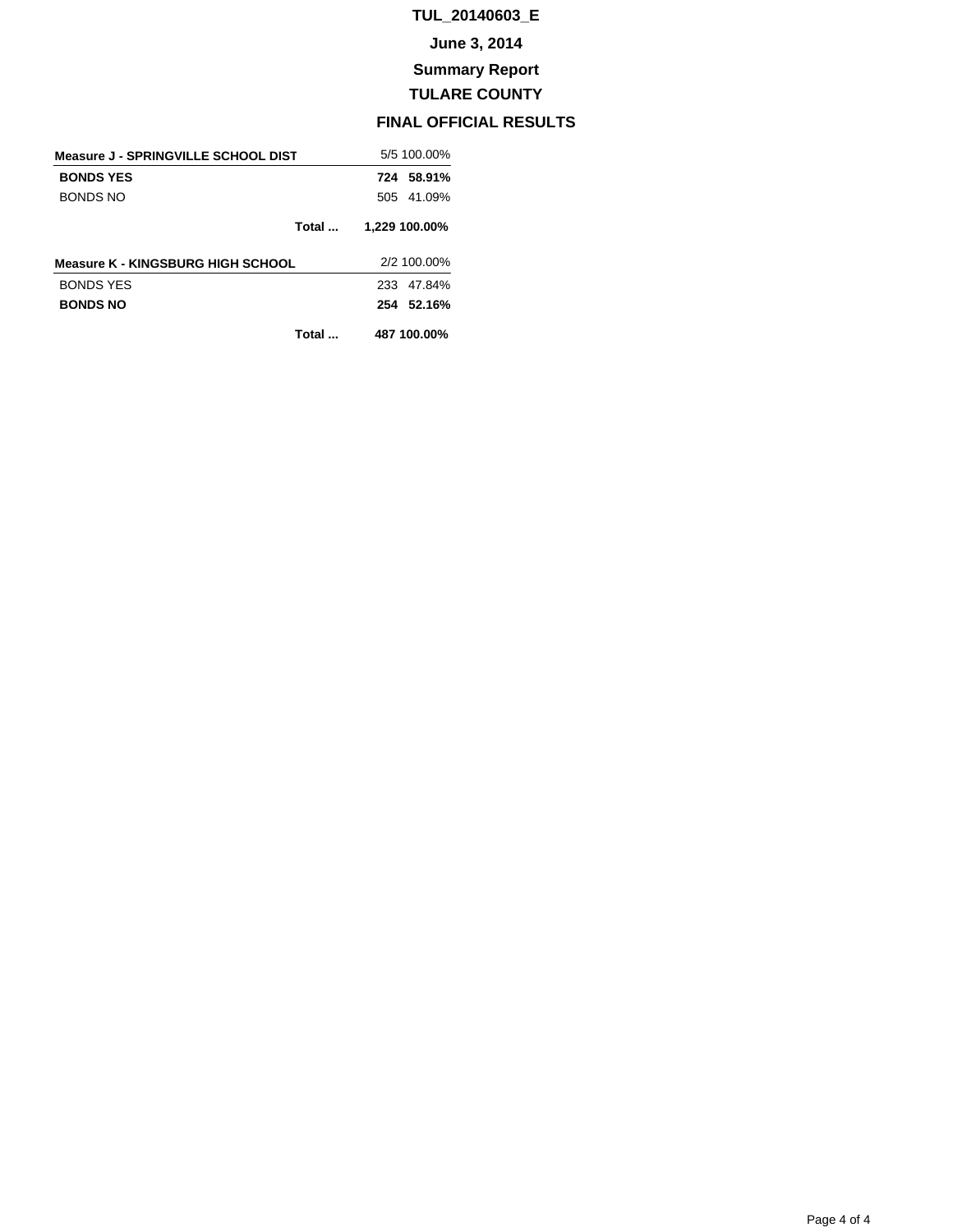**TUL_20140603_E**

**June 3, 2014**

**Summary Report**

**TULARE COUNTY**

**FINAL OFFICIAL RESULTS**

| Measure J - SPRINGVILLE SCHOOL DIST | | 5/5 100.00% |
|---|---|---|
| **BONDS YES** | **724** | **58.91%** |
| BONDS NO | 505 | 41.09% |
| **Total ...** | **1,229** | **100.00%** |

| Measure K - KINGSBURG HIGH SCHOOL | | 2/2 100.00% |
|---|---|---|
| BONDS YES | 233 | 47.84% |
| **BONDS NO** | **254** | **52.16%** |
| **Total ...** | **487** | **100.00%** |